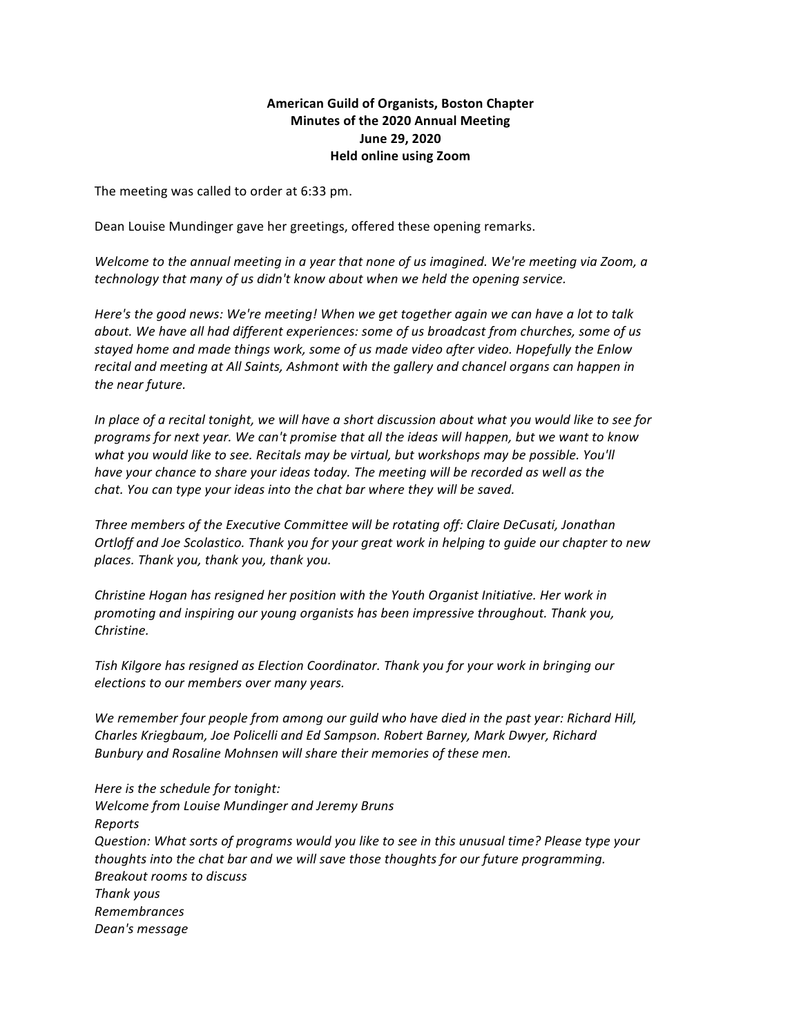**American Guild of Organists, Boston Chapter**
**Minutes of the 2020 Annual Meeting**
**June 29, 2020**
**Held online using Zoom**

The meeting was called to order at 6:33 pm.

Dean Louise Mundinger gave her greetings, offered these opening remarks.

*Welcome to the annual meeting in a year that none of us imagined. We're meeting via Zoom, a technology that many of us didn't know about when we held the opening service.*

*Here's the good news: We're meeting! When we get together again we can have a lot to talk about. We have all had different experiences: some of us broadcast from churches, some of us stayed home and made things work, some of us made video after video. Hopefully the Enlow recital and meeting at All Saints, Ashmont with the gallery and chancel organs can happen in the near future.*

*In place of a recital tonight, we will have a short discussion about what you would like to see for programs for next year. We can't promise that all the ideas will happen, but we want to know what you would like to see. Recitals may be virtual, but workshops may be possible. You'll have your chance to share your ideas today. The meeting will be recorded as well as the chat. You can type your ideas into the chat bar where they will be saved.*

*Three members of the Executive Committee will be rotating off: Claire DeCusati, Jonathan Ortloff and Joe Scolastico. Thank you for your great work in helping to guide our chapter to new places. Thank you, thank you, thank you.*

*Christine Hogan has resigned her position with the Youth Organist Initiative. Her work in promoting and inspiring our young organists has been impressive throughout. Thank you, Christine.*

*Tish Kilgore has resigned as Election Coordinator. Thank you for your work in bringing our elections to our members over many years.*

*We remember four people from among our guild who have died in the past year: Richard Hill, Charles Kriegbaum, Joe Policelli and Ed Sampson. Robert Barney, Mark Dwyer, Richard Bunbury and Rosaline Mohnsen will share their memories of these men.*

*Here is the schedule for tonight:*
*Welcome from Louise Mundinger and Jeremy Bruns*
*Reports*
*Question: What sorts of programs would you like to see in this unusual time? Please type your thoughts into the chat bar and we will save those thoughts for our future programming.*
*Breakout rooms to discuss*
*Thank yous*
*Remembrances*
*Dean's message*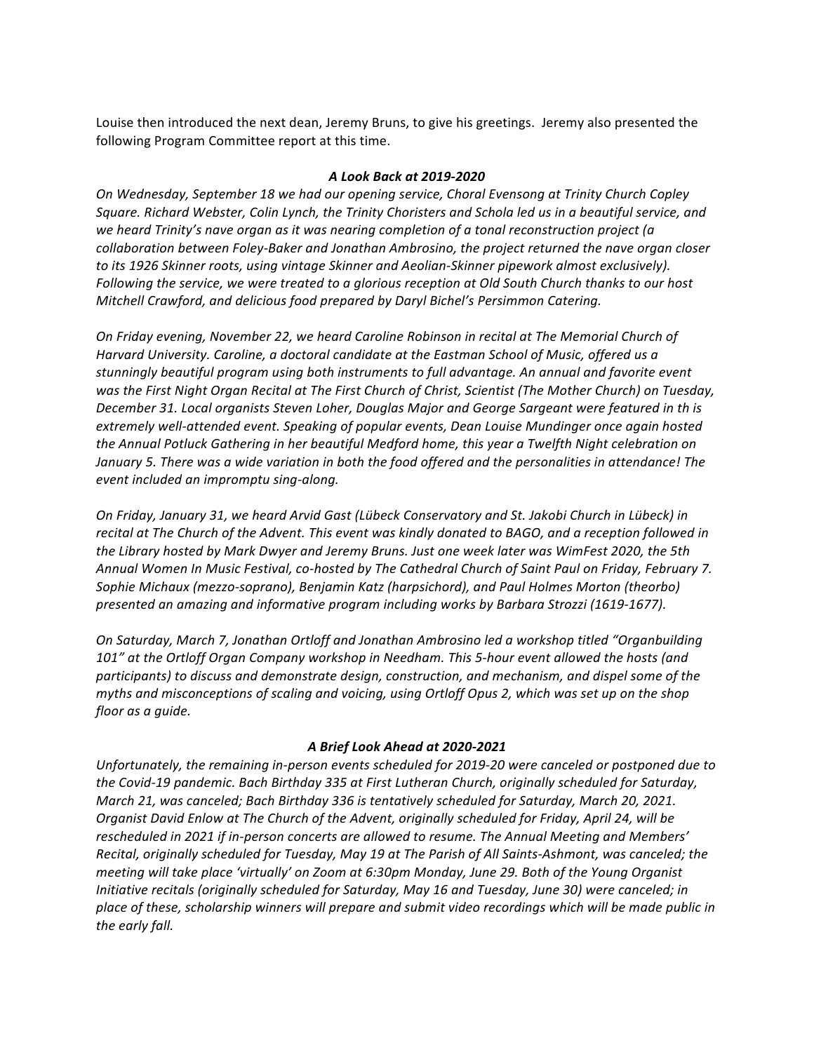Louise then introduced the next dean, Jeremy Bruns, to give his greetings. Jeremy also presented the following Program Committee report at this time.

### *A Look Back at 2019-2020*

*On Wednesday, September 18 we had our opening service, Choral Evensong at Trinity Church Copley Square. Richard Webster, Colin Lynch, the Trinity Choristers and Schola led us in a beautiful service, and we heard Trinity's nave organ as it was nearing completion of a tonal reconstruction project (a collaboration between Foley-Baker and Jonathan Ambrosino, the project returned the nave organ closer to its 1926 Skinner roots, using vintage Skinner and Aeolian-Skinner pipework almost exclusively). Following the service, we were treated to a glorious reception at Old South Church thanks to our host Mitchell Crawford, and delicious food prepared by Daryl Bichel's Persimmon Catering.*

*On Friday evening, November 22, we heard Caroline Robinson in recital at The Memorial Church of Harvard University. Caroline, a doctoral candidate at the Eastman School of Music, offered us a stunningly beautiful program using both instruments to full advantage. An annual and favorite event was the First Night Organ Recital at The First Church of Christ, Scientist (The Mother Church) on Tuesday, December 31. Local organists Steven Loher, Douglas Major and George Sargeant were featured in th is extremely well-attended event. Speaking of popular events, Dean Louise Mundinger once again hosted the Annual Potluck Gathering in her beautiful Medford home, this year a Twelfth Night celebration on January 5. There was a wide variation in both the food offered and the personalities in attendance! The event included an impromptu sing-along.*

*On Friday, January 31, we heard Arvid Gast (Lübeck Conservatory and St. Jakobi Church in Lübeck) in recital at The Church of the Advent. This event was kindly donated to BAGO, and a reception followed in the Library hosted by Mark Dwyer and Jeremy Bruns. Just one week later was WimFest 2020, the 5th Annual Women In Music Festival, co-hosted by The Cathedral Church of Saint Paul on Friday, February 7. Sophie Michaux (mezzo-soprano), Benjamin Katz (harpsichord), and Paul Holmes Morton (theorbo) presented an amazing and informative program including works by Barbara Strozzi (1619-1677).*

*On Saturday, March 7, Jonathan Ortloff and Jonathan Ambrosino led a workshop titled "Organbuilding 101" at the Ortloff Organ Company workshop in Needham. This 5-hour event allowed the hosts (and participants) to discuss and demonstrate design, construction, and mechanism, and dispel some of the myths and misconceptions of scaling and voicing, using Ortloff Opus 2, which was set up on the shop floor as a guide.*

### *A Brief Look Ahead at 2020-2021*

*Unfortunately, the remaining in-person events scheduled for 2019-20 were canceled or postponed due to the Covid-19 pandemic. Bach Birthday 335 at First Lutheran Church, originally scheduled for Saturday, March 21, was canceled; Bach Birthday 336 is tentatively scheduled for Saturday, March 20, 2021. Organist David Enlow at The Church of the Advent, originally scheduled for Friday, April 24, will be rescheduled in 2021 if in-person concerts are allowed to resume. The Annual Meeting and Members' Recital, originally scheduled for Tuesday, May 19 at The Parish of All Saints-Ashmont, was canceled; the meeting will take place 'virtually' on Zoom at 6:30pm Monday, June 29. Both of the Young Organist Initiative recitals (originally scheduled for Saturday, May 16 and Tuesday, June 30) were canceled; in place of these, scholarship winners will prepare and submit video recordings which will be made public in the early fall.*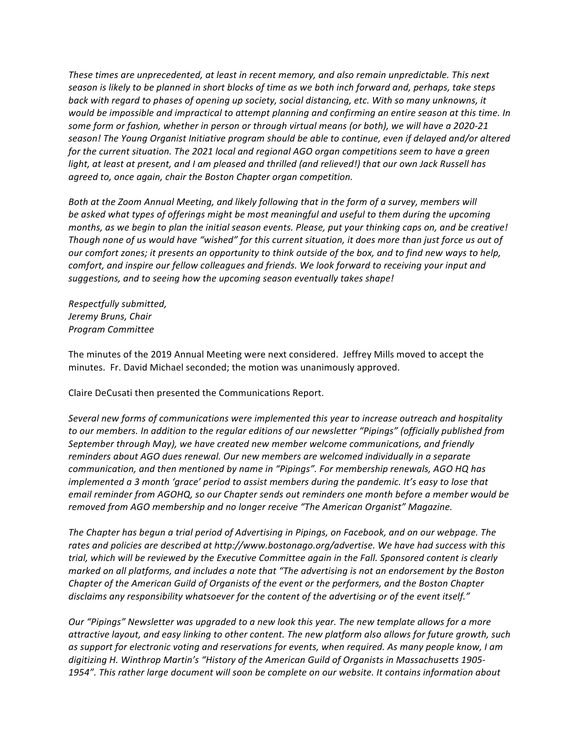*These times are unprecedented, at least in recent memory, and also remain unpredictable. This next season is likely to be planned in short blocks of time as we both inch forward and, perhaps, take steps back with regard to phases of opening up society, social distancing, etc. With so many unknowns, it would be impossible and impractical to attempt planning and confirming an entire season at this time. In some form or fashion, whether in person or through virtual means (or both), we will have a 2020-21 season! The Young Organist Initiative program should be able to continue, even if delayed and/or altered for the current situation. The 2021 local and regional AGO organ competitions seem to have a green light, at least at present, and I am pleased and thrilled (and relieved!) that our own Jack Russell has agreed to, once again, chair the Boston Chapter organ competition.*

*Both at the Zoom Annual Meeting, and likely following that in the form of a survey, members will be asked what types of offerings might be most meaningful and useful to them during the upcoming months, as we begin to plan the initial season events. Please, put your thinking caps on, and be creative! Though none of us would have "wished" for this current situation, it does more than just force us out of our comfort zones; it presents an opportunity to think outside of the box, and to find new ways to help, comfort, and inspire our fellow colleagues and friends. We look forward to receiving your input and suggestions, and to seeing how the upcoming season eventually takes shape!*

*Respectfully submitted,*
*Jeremy Bruns, Chair*
*Program Committee*

The minutes of the 2019 Annual Meeting were next considered. Jeffrey Mills moved to accept the minutes. Fr. David Michael seconded; the motion was unanimously approved.

Claire DeCusati then presented the Communications Report.

*Several new forms of communications were implemented this year to increase outreach and hospitality to our members. In addition to the regular editions of our newsletter "Pipings" (officially published from September through May), we have created new member welcome communications, and friendly reminders about AGO dues renewal. Our new members are welcomed individually in a separate communication, and then mentioned by name in "Pipings". For membership renewals, AGO HQ has implemented a 3 month 'grace' period to assist members during the pandemic. It's easy to lose that email reminder from AGOHQ, so our Chapter sends out reminders one month before a member would be removed from AGO membership and no longer receive "The American Organist" Magazine.*

*The Chapter has begun a trial period of Advertising in Pipings, on Facebook, and on our webpage. The rates and policies are described at http://www.bostonago.org/advertise. We have had success with this trial, which will be reviewed by the Executive Committee again in the Fall. Sponsored content is clearly marked on all platforms, and includes a note that "The advertising is not an endorsement by the Boston Chapter of the American Guild of Organists of the event or the performers, and the Boston Chapter disclaims any responsibility whatsoever for the content of the advertising or of the event itself."*

*Our "Pipings" Newsletter was upgraded to a new look this year. The new template allows for a more attractive layout, and easy linking to other content. The new platform also allows for future growth, such as support for electronic voting and reservations for events, when required. As many people know, I am digitizing H. Winthrop Martin's "History of the American Guild of Organists in Massachusetts 1905-1954". This rather large document will soon be complete on our website. It contains information about*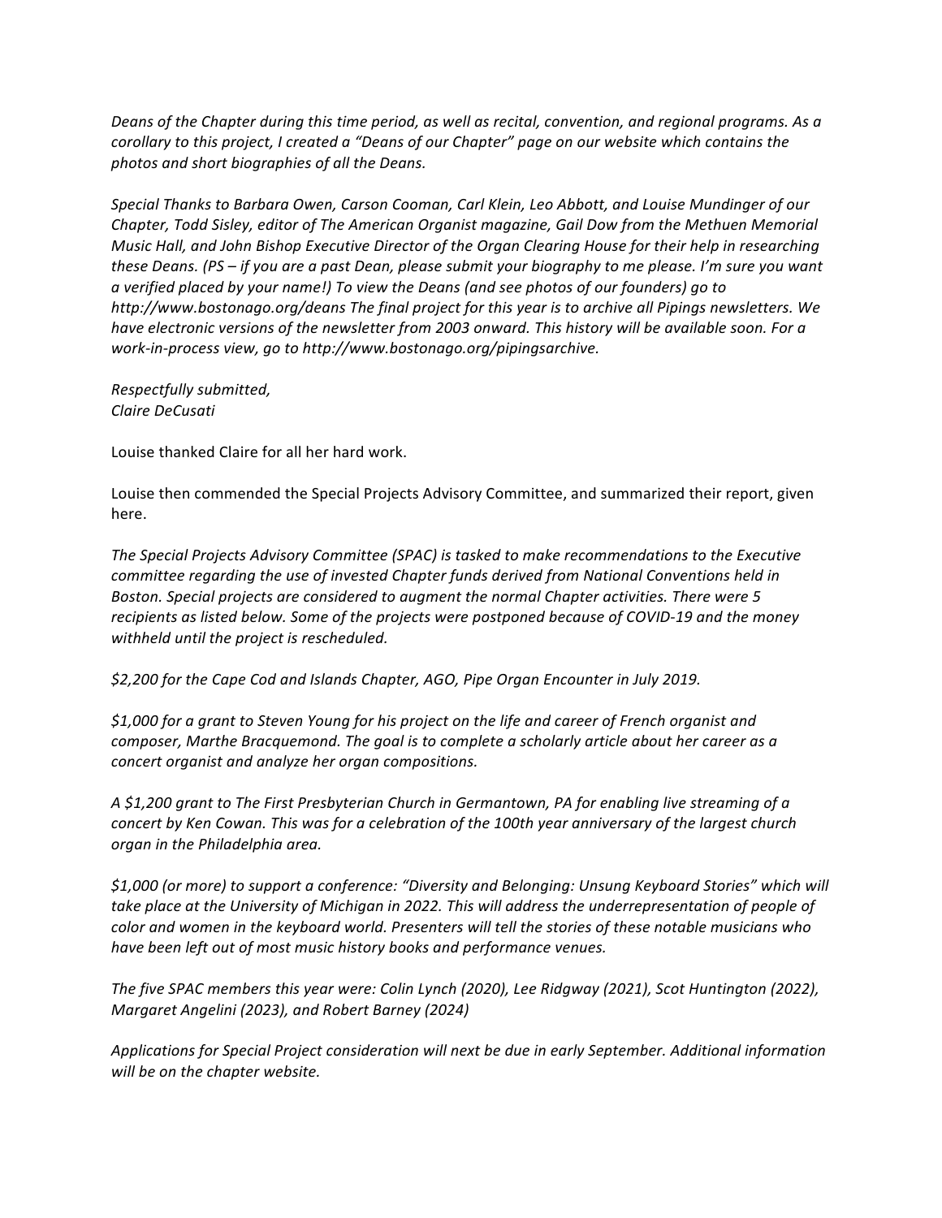*Deans of the Chapter during this time period, as well as recital, convention, and regional programs. As a corollary to this project, I created a "Deans of our Chapter" page on our website which contains the photos and short biographies of all the Deans.*

*Special Thanks to Barbara Owen, Carson Cooman, Carl Klein, Leo Abbott, and Louise Mundinger of our Chapter, Todd Sisley, editor of The American Organist magazine, Gail Dow from the Methuen Memorial Music Hall, and John Bishop Executive Director of the Organ Clearing House for their help in researching these Deans. (PS – if you are a past Dean, please submit your biography to me please. I'm sure you want a verified placed by your name!) To view the Deans (and see photos of our founders) go to http://www.bostonago.org/deans The final project for this year is to archive all Pipings newsletters. We have electronic versions of the newsletter from 2003 onward. This history will be available soon. For a work-in-process view, go to http://www.bostonago.org/pipingsarchive.*

*Respectfully submitted,*
*Claire DeCusati*

Louise thanked Claire for all her hard work.

Louise then commended the Special Projects Advisory Committee, and summarized their report, given here.

*The Special Projects Advisory Committee (SPAC) is tasked to make recommendations to the Executive committee regarding the use of invested Chapter funds derived from National Conventions held in Boston. Special projects are considered to augment the normal Chapter activities. There were 5 recipients as listed below. Some of the projects were postponed because of COVID-19 and the money withheld until the project is rescheduled.*

*$2,200 for the Cape Cod and Islands Chapter, AGO, Pipe Organ Encounter in July 2019.*

*$1,000 for a grant to Steven Young for his project on the life and career of French organist and composer, Marthe Bracquemond. The goal is to complete a scholarly article about her career as a concert organist and analyze her organ compositions.*

*A $1,200 grant to The First Presbyterian Church in Germantown, PA for enabling live streaming of a concert by Ken Cowan. This was for a celebration of the 100th year anniversary of the largest church organ in the Philadelphia area.*

*$1,000 (or more) to support a conference: "Diversity and Belonging: Unsung Keyboard Stories" which will take place at the University of Michigan in 2022. This will address the underrepresentation of people of color and women in the keyboard world. Presenters will tell the stories of these notable musicians who have been left out of most music history books and performance venues.*

*The five SPAC members this year were: Colin Lynch (2020), Lee Ridgway (2021), Scot Huntington (2022), Margaret Angelini (2023), and Robert Barney (2024)*

*Applications for Special Project consideration will next be due in early September. Additional information will be on the chapter website.*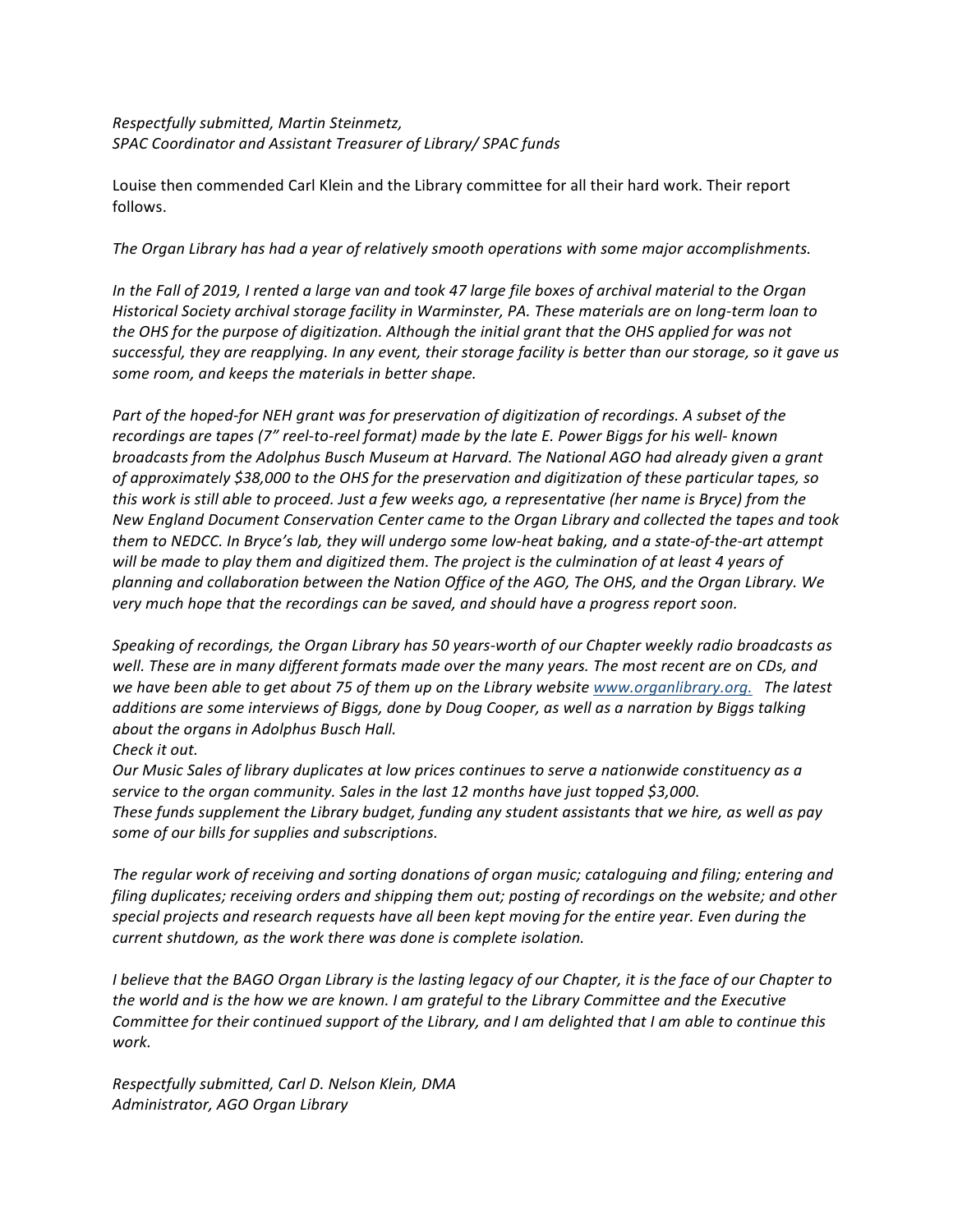*Respectfully submitted, Martin Steinmetz,*
*SPAC Coordinator and Assistant Treasurer of Library/ SPAC funds*

Louise then commended Carl Klein and the Library committee for all their hard work. Their report follows.

*The Organ Library has had a year of relatively smooth operations with some major accomplishments.*

*In the Fall of 2019, I rented a large van and took 47 large file boxes of archival material to the Organ Historical Society archival storage facility in Warminster, PA. These materials are on long-term loan to the OHS for the purpose of digitization. Although the initial grant that the OHS applied for was not successful, they are reapplying. In any event, their storage facility is better than our storage, so it gave us some room, and keeps the materials in better shape.*

*Part of the hoped-for NEH grant was for preservation of digitization of recordings. A subset of the recordings are tapes (7" reel-to-reel format) made by the late E. Power Biggs for his well- known broadcasts from the Adolphus Busch Museum at Harvard. The National AGO had already given a grant of approximately $38,000 to the OHS for the preservation and digitization of these particular tapes, so this work is still able to proceed. Just a few weeks ago, a representative (her name is Bryce) from the New England Document Conservation Center came to the Organ Library and collected the tapes and took them to NEDCC. In Bryce's lab, they will undergo some low-heat baking, and a state-of-the-art attempt will be made to play them and digitized them. The project is the culmination of at least 4 years of planning and collaboration between the Nation Office of the AGO, The OHS, and the Organ Library. We very much hope that the recordings can be saved, and should have a progress report soon.*

*Speaking of recordings, the Organ Library has 50 years-worth of our Chapter weekly radio broadcasts as well. These are in many different formats made over the many years. The most recent are on CDs, and we have been able to get about 75 of them up on the Library website [www.organlibrary.org.](http://www.organlibrary.org) The latest additions are some interviews of Biggs, done by Doug Cooper, as well as a narration by Biggs talking about the organs in Adolphus Busch Hall.*
*Check it out.*
*Our Music Sales of library duplicates at low prices continues to serve a nationwide constituency as a service to the organ community. Sales in the last 12 months have just topped $3,000.*
*These funds supplement the Library budget, funding any student assistants that we hire, as well as pay some of our bills for supplies and subscriptions.*

*The regular work of receiving and sorting donations of organ music; cataloguing and filing; entering and filing duplicates; receiving orders and shipping them out; posting of recordings on the website; and other special projects and research requests have all been kept moving for the entire year. Even during the current shutdown, as the work there was done is complete isolation.*

*I believe that the BAGO Organ Library is the lasting legacy of our Chapter, it is the face of our Chapter to the world and is the how we are known. I am grateful to the Library Committee and the Executive Committee for their continued support of the Library, and I am delighted that I am able to continue this work.*

*Respectfully submitted, Carl D. Nelson Klein, DMA*
*Administrator, AGO Organ Library*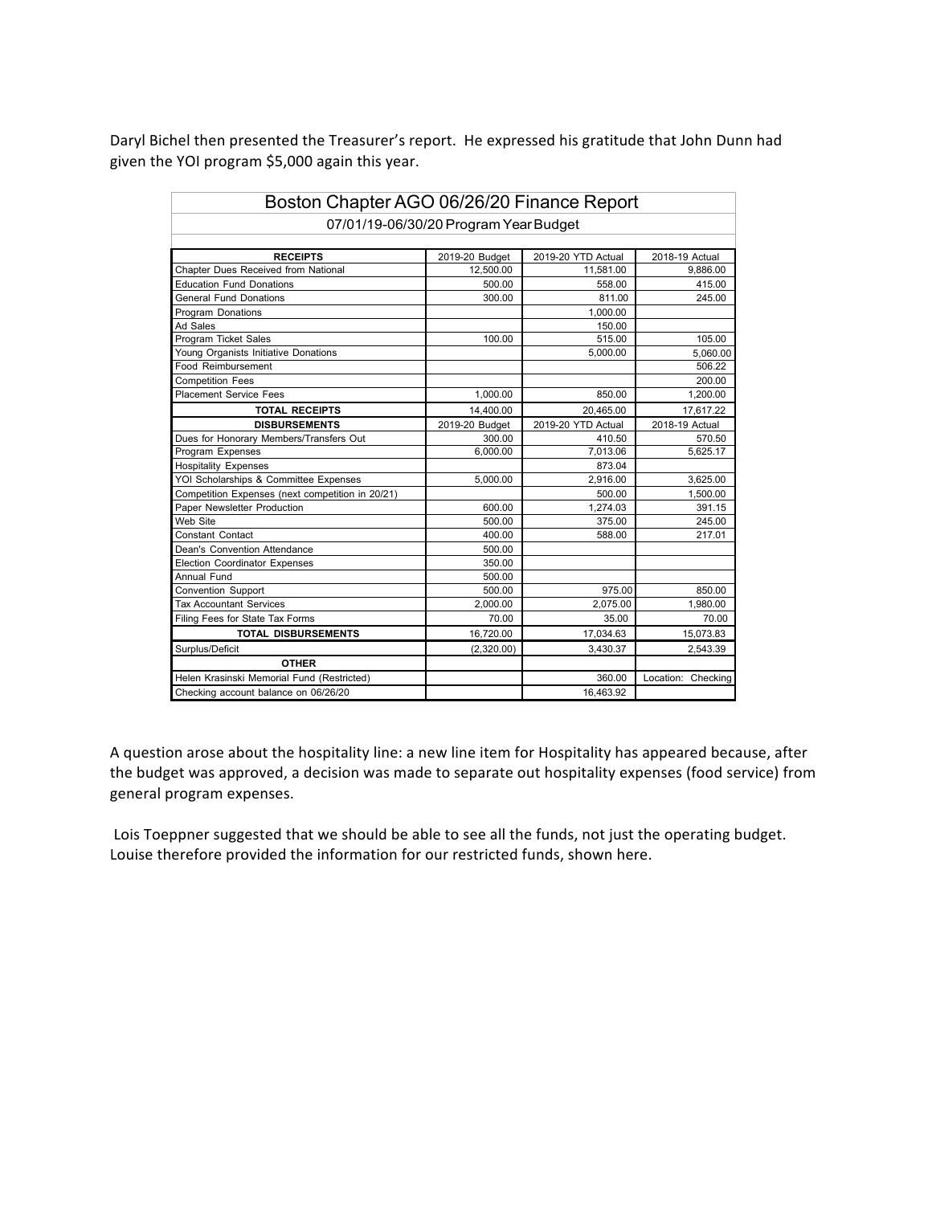Daryl Bichel then presented the Treasurer's report. He expressed his gratitude that John Dunn had given the YOI program $5,000 again this year.

| Boston Chapter AGO 06/26/20 Finance Report | | | |
|---|---|---|---|
| 07/01/19-06/30/20 Program Year Budget | | | |
| **RECEIPTS** | 2019-20 Budget | 2019-20 YTD Actual | 2018-19 Actual |
| Chapter Dues Received from National | 12,500.00 | 11,581.00 | 9,886.00 |
| Education Fund Donations | 500.00 | 558.00 | 415.00 |
| General Fund Donations | 300.00 | 811.00 | 245.00 |
| Program Donations | | 1,000.00 | |
| Ad Sales | | 150.00 | |
| Program Ticket Sales | 100.00 | 515.00 | 105.00 |
| Young Organists Initiative Donations | | 5,000.00 | 5,060.00 |
| Food Reimbursement | | | 506.22 |
| Competition Fees | | | 200.00 |
| Placement Service Fees | 1,000.00 | 850.00 | 1,200.00 |
| **TOTAL RECEIPTS** | 14,400.00 | 20,465.00 | 17,617.22 |
| **DISBURSEMENTS** | 2019-20 Budget | 2019-20 YTD Actual | 2018-19 Actual |
| Dues for Honorary Members/Transfers Out | 300.00 | 410.50 | 570.50 |
| Program Expenses | 6,000.00 | 7,013.06 | 5,625.17 |
| Hospitality Expenses | | 873.04 | |
| YOI Scholarships & Committee Expenses | 5,000.00 | 2,916.00 | 3,625.00 |
| Competition Expenses (next competition in 20/21) | | 500.00 | 1,500.00 |
| Paper Newsletter Production | 600.00 | 1,274.03 | 391.15 |
| Web Site | 500.00 | 375.00 | 245.00 |
| Constant Contact | 400.00 | 588.00 | 217.01 |
| Dean's Convention Attendance | 500.00 | | |
| Election Coordinator Expenses | 350.00 | | |
| Annual Fund | 500.00 | | |
| Convention Support | 500.00 | 975.00 | 850.00 |
| Tax Accountant Services | 2,000.00 | 2,075.00 | 1,980.00 |
| Filing Fees for State Tax Forms | 70.00 | 35.00 | 70.00 |
| **TOTAL DISBURSEMENTS** | 16,720.00 | 17,034.63 | 15,073.83 |
| Surplus/Deficit | (2,320.00) | 3,430.37 | 2,543.39 |
| **OTHER** | | | |
| Helen Krasinski Memorial Fund (Restricted) | | 360.00 | Location: Checking |
| Checking account balance on 06/26/20 | | 16,463.92 | |

A question arose about the hospitality line: a new line item for Hospitality has appeared because, after the budget was approved, a decision was made to separate out hospitality expenses (food service) from general program expenses.

Lois Toeppner suggested that we should be able to see all the funds, not just the operating budget. Louise therefore provided the information for our restricted funds, shown here.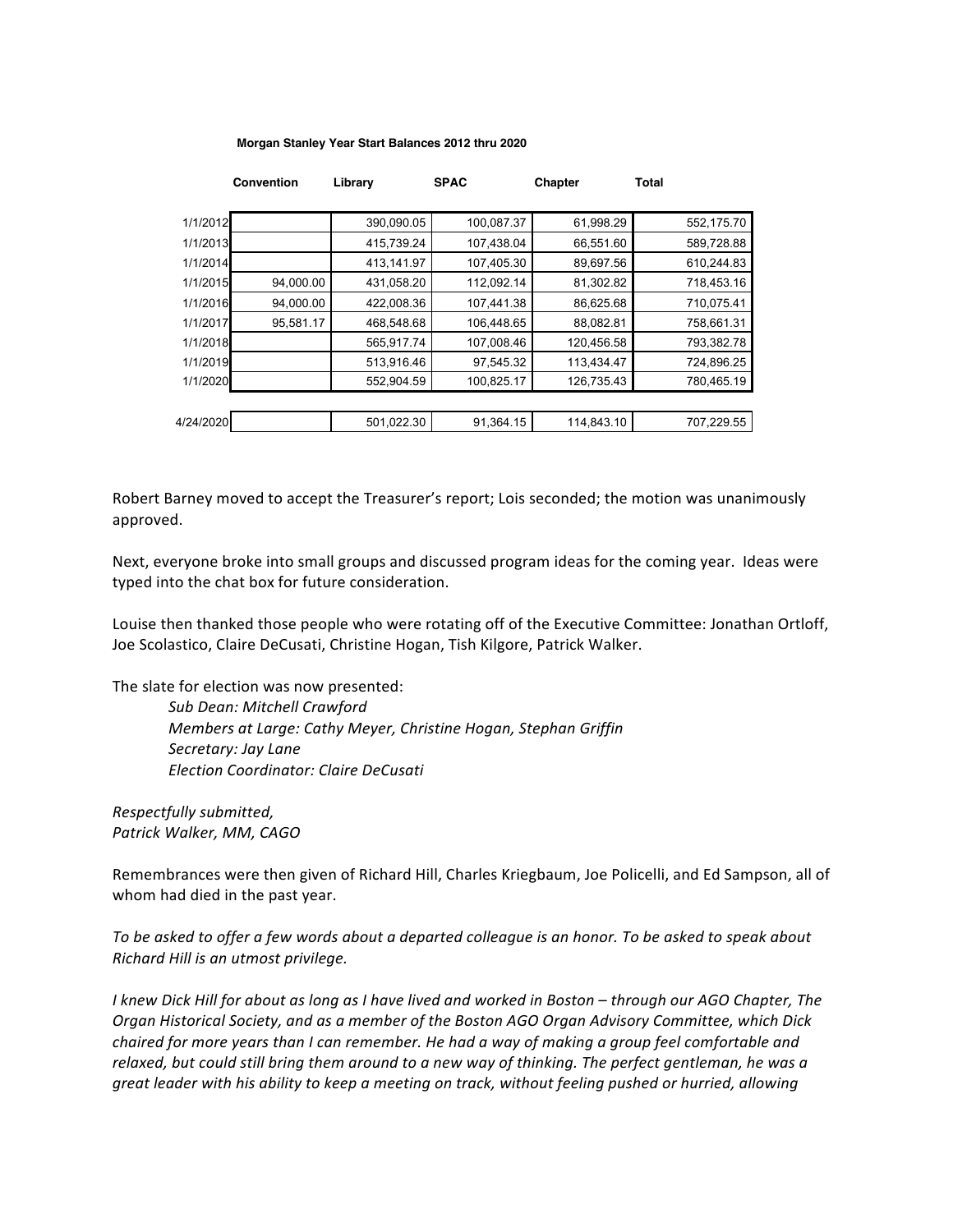**Morgan Stanley Year Start Balances 2012 thru 2020**

| | Convention | Library | SPAC | Chapter | Total |
|---|---|---|---|---|---|
| 1/1/2012 | | 390,090.05 | 100,087.37 | 61,998.29 | 552,175.70 |
| 1/1/2013 | | 415,739.24 | 107,438.04 | 66,551.60 | 589,728.88 |
| 1/1/2014 | | 413,141.97 | 107,405.30 | 89,697.56 | 610,244.83 |
| 1/1/2015 | 94,000.00 | 431,058.20 | 112,092.14 | 81,302.82 | 718,453.16 |
| 1/1/2016 | 94,000.00 | 422,008.36 | 107,441.38 | 86,625.68 | 710,075.41 |
| 1/1/2017 | 95,581.17 | 468,548.68 | 106,448.65 | 88,082.81 | 758,661.31 |
| 1/1/2018 | | 565,917.74 | 107,008.46 | 120,456.58 | 793,382.78 |
| 1/1/2019 | | 513,916.46 | 97,545.32 | 113,434.47 | 724,896.25 |
| 1/1/2020 | | 552,904.59 | 100,825.17 | 126,735.43 | 780,465.19 |
| | | | | | |
| 4/24/2020 | | 501,022.30 | 91,364.15 | 114,843.10 | 707,229.55 |

Robert Barney moved to accept the Treasurer's report; Lois seconded; the motion was unanimously approved.

Next, everyone broke into small groups and discussed program ideas for the coming year. Ideas were typed into the chat box for future consideration.

Louise then thanked those people who were rotating off of the Executive Committee: Jonathan Ortloff, Joe Scolastico, Claire DeCusati, Christine Hogan, Tish Kilgore, Patrick Walker.

The slate for election was now presented:

> *Sub Dean: Mitchell Crawford*
> *Members at Large: Cathy Meyer, Christine Hogan, Stephan Griffin*
> *Secretary: Jay Lane*
> *Election Coordinator: Claire DeCusati*

*Respectfully submitted,*
*Patrick Walker, MM, CAGO*

Remembrances were then given of Richard Hill, Charles Kriegbaum, Joe Policelli, and Ed Sampson, all of whom had died in the past year.

*To be asked to offer a few words about a departed colleague is an honor. To be asked to speak about Richard Hill is an utmost privilege.*

*I knew Dick Hill for about as long as I have lived and worked in Boston – through our AGO Chapter, The Organ Historical Society, and as a member of the Boston AGO Organ Advisory Committee, which Dick chaired for more years than I can remember. He had a way of making a group feel comfortable and relaxed, but could still bring them around to a new way of thinking. The perfect gentleman, he was a great leader with his ability to keep a meeting on track, without feeling pushed or hurried, allowing*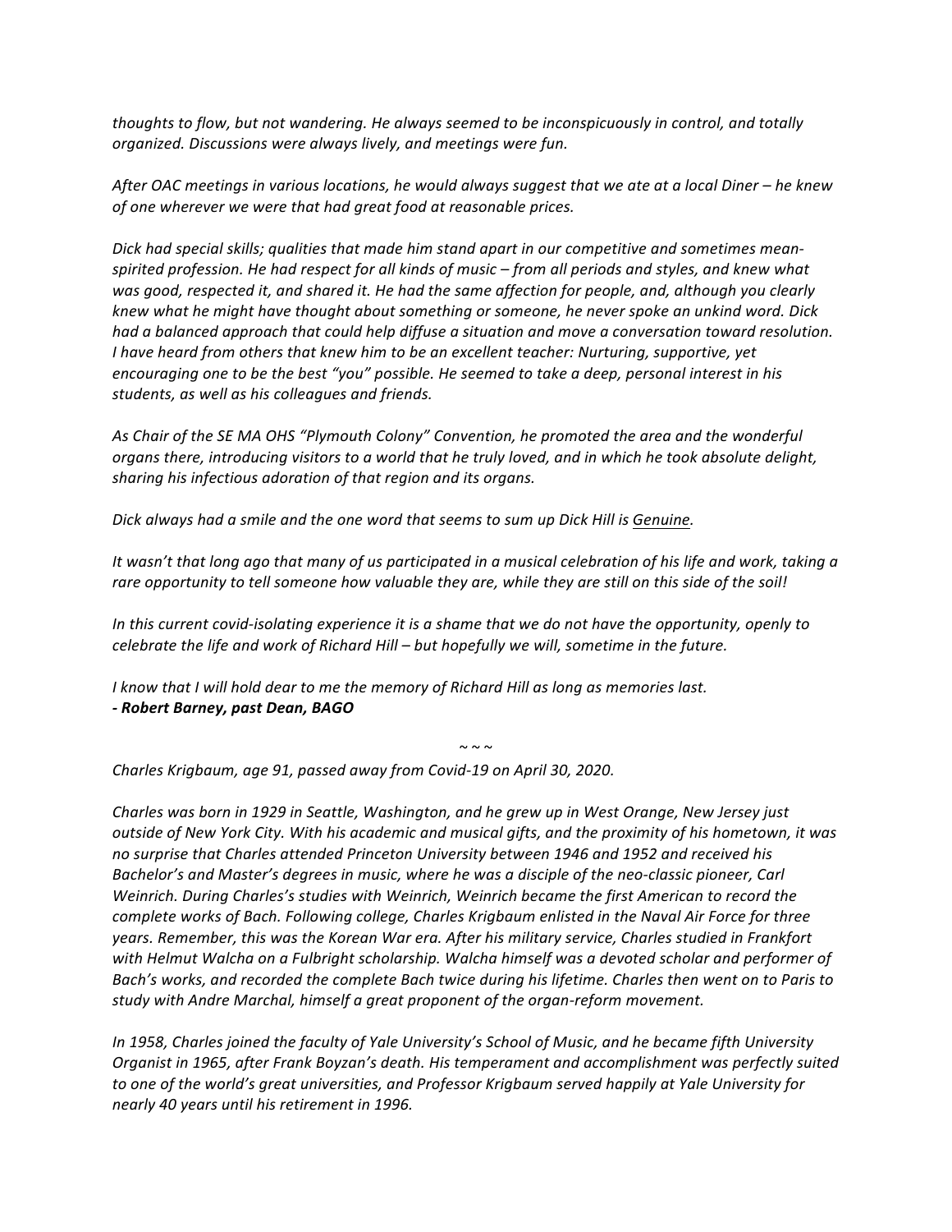*thoughts to flow, but not wandering. He always seemed to be inconspicuously in control, and totally organized. Discussions were always lively, and meetings were fun.*

*After OAC meetings in various locations, he would always suggest that we ate at a local Diner – he knew of one wherever we were that had great food at reasonable prices.*

*Dick had special skills; qualities that made him stand apart in our competitive and sometimes mean-spirited profession. He had respect for all kinds of music – from all periods and styles, and knew what was good, respected it, and shared it. He had the same affection for people, and, although you clearly knew what he might have thought about something or someone, he never spoke an unkind word. Dick had a balanced approach that could help diffuse a situation and move a conversation toward resolution. I have heard from others that knew him to be an excellent teacher: Nurturing, supportive, yet encouraging one to be the best "you" possible. He seemed to take a deep, personal interest in his students, as well as his colleagues and friends.*

*As Chair of the SE MA OHS "Plymouth Colony" Convention, he promoted the area and the wonderful organs there, introducing visitors to a world that he truly loved, and in which he took absolute delight, sharing his infectious adoration of that region and its organs.*

*Dick always had a smile and the one word that seems to sum up Dick Hill is <u>Genuine</u>.*

*It wasn't that long ago that many of us participated in a musical celebration of his life and work, taking a rare opportunity to tell someone how valuable they are, while they are still on this side of the soil!*

*In this current covid-isolating experience it is a shame that we do not have the opportunity, openly to celebrate the life and work of Richard Hill – but hopefully we will, sometime in the future.*

*I know that I will hold dear to me the memory of Richard Hill as long as memories last.*
***- Robert Barney, past Dean, BAGO***

~ ~ ~

*Charles Krigbaum, age 91, passed away from Covid-19 on April 30, 2020.*

*Charles was born in 1929 in Seattle, Washington, and he grew up in West Orange, New Jersey just outside of New York City. With his academic and musical gifts, and the proximity of his hometown, it was no surprise that Charles attended Princeton University between 1946 and 1952 and received his Bachelor's and Master's degrees in music, where he was a disciple of the neo-classic pioneer, Carl Weinrich. During Charles's studies with Weinrich, Weinrich became the first American to record the complete works of Bach. Following college, Charles Krigbaum enlisted in the Naval Air Force for three years. Remember, this was the Korean War era. After his military service, Charles studied in Frankfort with Helmut Walcha on a Fulbright scholarship. Walcha himself was a devoted scholar and performer of Bach's works, and recorded the complete Bach twice during his lifetime. Charles then went on to Paris to study with Andre Marchal, himself a great proponent of the organ-reform movement.*

*In 1958, Charles joined the faculty of Yale University's School of Music, and he became fifth University Organist in 1965, after Frank Boyzan's death. His temperament and accomplishment was perfectly suited to one of the world's great universities, and Professor Krigbaum served happily at Yale University for nearly 40 years until his retirement in 1996.*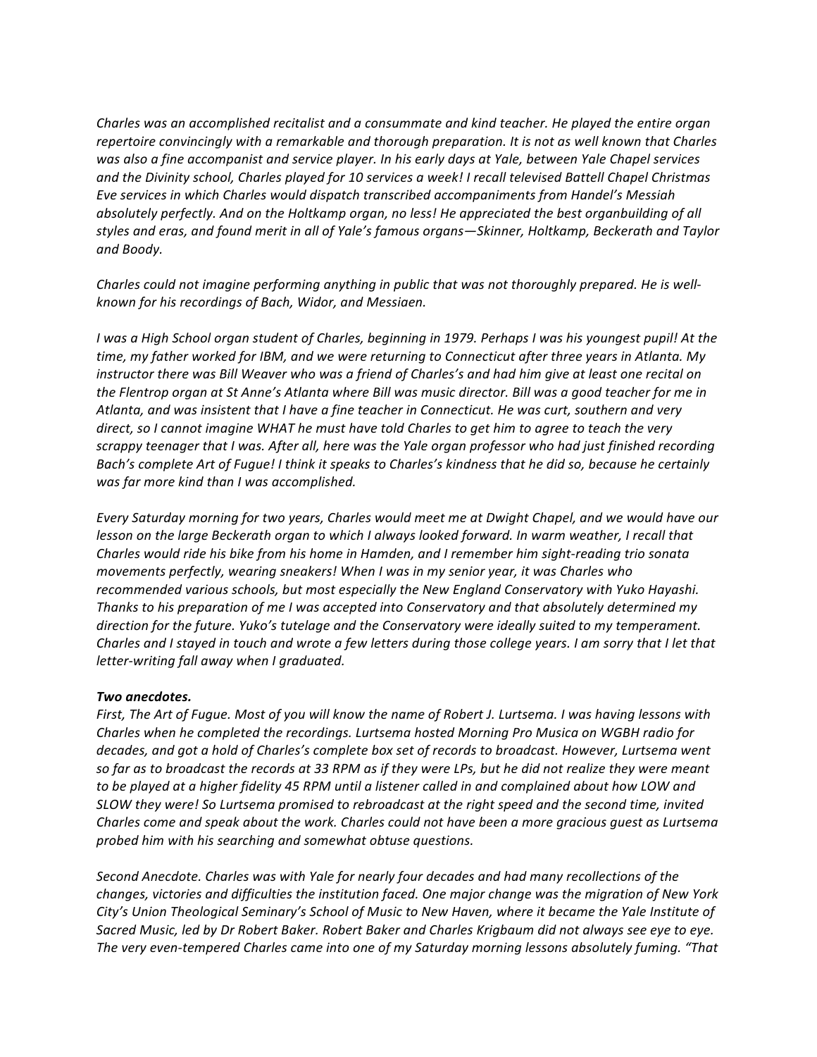*Charles was an accomplished recitalist and a consummate and kind teacher. He played the entire organ repertoire convincingly with a remarkable and thorough preparation. It is not as well known that Charles was also a fine accompanist and service player. In his early days at Yale, between Yale Chapel services and the Divinity school, Charles played for 10 services a week! I recall televised Battell Chapel Christmas Eve services in which Charles would dispatch transcribed accompaniments from Handel's Messiah absolutely perfectly. And on the Holtkamp organ, no less! He appreciated the best organbuilding of all styles and eras, and found merit in all of Yale's famous organs—Skinner, Holtkamp, Beckerath and Taylor and Boody.*

*Charles could not imagine performing anything in public that was not thoroughly prepared. He is well-known for his recordings of Bach, Widor, and Messiaen.*

*I was a High School organ student of Charles, beginning in 1979. Perhaps I was his youngest pupil! At the time, my father worked for IBM, and we were returning to Connecticut after three years in Atlanta. My instructor there was Bill Weaver who was a friend of Charles's and had him give at least one recital on the Flentrop organ at St Anne's Atlanta where Bill was music director. Bill was a good teacher for me in Atlanta, and was insistent that I have a fine teacher in Connecticut. He was curt, southern and very direct, so I cannot imagine WHAT he must have told Charles to get him to agree to teach the very scrappy teenager that I was. After all, here was the Yale organ professor who had just finished recording Bach's complete Art of Fugue! I think it speaks to Charles's kindness that he did so, because he certainly was far more kind than I was accomplished.*

*Every Saturday morning for two years, Charles would meet me at Dwight Chapel, and we would have our lesson on the large Beckerath organ to which I always looked forward. In warm weather, I recall that Charles would ride his bike from his home in Hamden, and I remember him sight-reading trio sonata movements perfectly, wearing sneakers! When I was in my senior year, it was Charles who recommended various schools, but most especially the New England Conservatory with Yuko Hayashi. Thanks to his preparation of me I was accepted into Conservatory and that absolutely determined my direction for the future. Yuko's tutelage and the Conservatory were ideally suited to my temperament. Charles and I stayed in touch and wrote a few letters during those college years. I am sorry that I let that letter-writing fall away when I graduated.*

***Two anecdotes.***
*First, The Art of Fugue. Most of you will know the name of Robert J. Lurtsema. I was having lessons with Charles when he completed the recordings. Lurtsema hosted Morning Pro Musica on WGBH radio for decades, and got a hold of Charles's complete box set of records to broadcast. However, Lurtsema went so far as to broadcast the records at 33 RPM as if they were LPs, but he did not realize they were meant to be played at a higher fidelity 45 RPM until a listener called in and complained about how LOW and SLOW they were! So Lurtsema promised to rebroadcast at the right speed and the second time, invited Charles come and speak about the work. Charles could not have been a more gracious guest as Lurtsema probed him with his searching and somewhat obtuse questions.*

*Second Anecdote. Charles was with Yale for nearly four decades and had many recollections of the changes, victories and difficulties the institution faced. One major change was the migration of New York City's Union Theological Seminary's School of Music to New Haven, where it became the Yale Institute of Sacred Music, led by Dr Robert Baker. Robert Baker and Charles Krigbaum did not always see eye to eye. The very even-tempered Charles came into one of my Saturday morning lessons absolutely fuming. "That*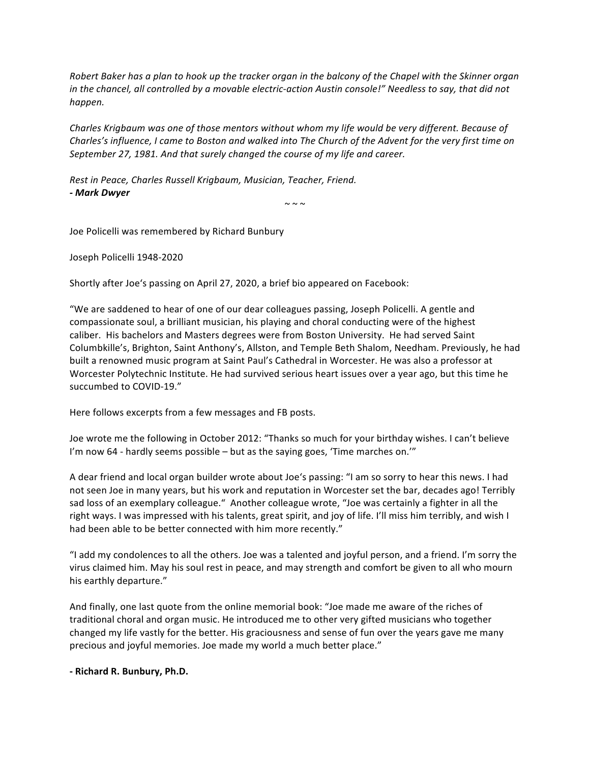*Robert Baker has a plan to hook up the tracker organ in the balcony of the Chapel with the Skinner organ in the chancel, all controlled by a movable electric-action Austin console!" Needless to say, that did not happen.*

*Charles Krigbaum was one of those mentors without whom my life would be very different. Because of Charles's influence, I came to Boston and walked into The Church of the Advent for the very first time on September 27, 1981. And that surely changed the course of my life and career.*

*Rest in Peace, Charles Russell Krigbaum, Musician, Teacher, Friend.*
***- Mark Dwyer***

~ ~ ~

Joe Policelli was remembered by Richard Bunbury

Joseph Policelli 1948-2020

Shortly after Joe's passing on April 27, 2020, a brief bio appeared on Facebook:

"We are saddened to hear of one of our dear colleagues passing, Joseph Policelli. A gentle and compassionate soul, a brilliant musician, his playing and choral conducting were of the highest caliber. His bachelors and Masters degrees were from Boston University. He had served Saint Columbkille's, Brighton, Saint Anthony's, Allston, and Temple Beth Shalom, Needham. Previously, he had built a renowned music program at Saint Paul's Cathedral in Worcester. He was also a professor at Worcester Polytechnic Institute. He had survived serious heart issues over a year ago, but this time he succumbed to COVID-19."

Here follows excerpts from a few messages and FB posts.

Joe wrote me the following in October 2012: "Thanks so much for your birthday wishes. I can't believe I'm now 64 - hardly seems possible – but as the saying goes, 'Time marches on.'"

A dear friend and local organ builder wrote about Joe's passing: "I am so sorry to hear this news. I had not seen Joe in many years, but his work and reputation in Worcester set the bar, decades ago! Terribly sad loss of an exemplary colleague." Another colleague wrote, "Joe was certainly a fighter in all the right ways. I was impressed with his talents, great spirit, and joy of life. I'll miss him terribly, and wish I had been able to be better connected with him more recently."

"I add my condolences to all the others. Joe was a talented and joyful person, and a friend. I'm sorry the virus claimed him. May his soul rest in peace, and may strength and comfort be given to all who mourn his earthly departure."

And finally, one last quote from the online memorial book: "Joe made me aware of the riches of traditional choral and organ music. He introduced me to other very gifted musicians who together changed my life vastly for the better. His graciousness and sense of fun over the years gave me many precious and joyful memories. Joe made my world a much better place."

**- Richard R. Bunbury, Ph.D.**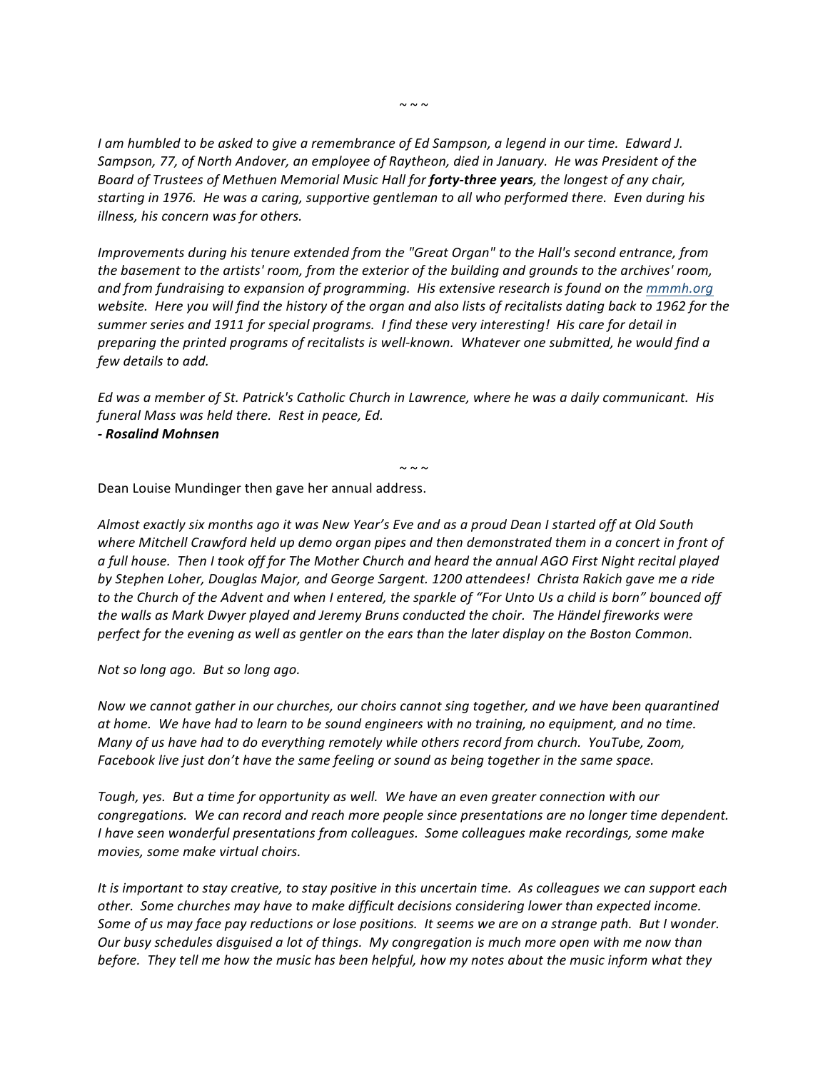~ ~ ~

*I am humbled to be asked to give a remembrance of Ed Sampson, a legend in our time. Edward J. Sampson, 77, of North Andover, an employee of Raytheon, died in January. He was President of the Board of Trustees of Methuen Memorial Music Hall for* ***forty-three years****, the longest of any chair, starting in 1976. He was a caring, supportive gentleman to all who performed there. Even during his illness, his concern was for others.*

*Improvements during his tenure extended from the "Great Organ" to the Hall's second entrance, from the basement to the artists' room, from the exterior of the building and grounds to the archives' room, and from fundraising to expansion of programming. His extensive research is found on the [mmmh.org](mmmh.org) website. Here you will find the history of the organ and also lists of recitalists dating back to 1962 for the summer series and 1911 for special programs. I find these very interesting! His care for detail in preparing the printed programs of recitalists is well-known. Whatever one submitted, he would find a few details to add.*

*Ed was a member of St. Patrick's Catholic Church in Lawrence, where he was a daily communicant. His funeral Mass was held there. Rest in peace, Ed.*
***- Rosalind Mohnsen***

~ ~ ~

Dean Louise Mundinger then gave her annual address.

*Almost exactly six months ago it was New Year's Eve and as a proud Dean I started off at Old South where Mitchell Crawford held up demo organ pipes and then demonstrated them in a concert in front of a full house. Then I took off for The Mother Church and heard the annual AGO First Night recital played by Stephen Loher, Douglas Major, and George Sargent. 1200 attendees! Christa Rakich gave me a ride to the Church of the Advent and when I entered, the sparkle of "For Unto Us a child is born" bounced off the walls as Mark Dwyer played and Jeremy Bruns conducted the choir. The Händel fireworks were perfect for the evening as well as gentler on the ears than the later display on the Boston Common.*

*Not so long ago. But so long ago.*

*Now we cannot gather in our churches, our choirs cannot sing together, and we have been quarantined at home. We have had to learn to be sound engineers with no training, no equipment, and no time. Many of us have had to do everything remotely while others record from church. YouTube, Zoom, Facebook live just don't have the same feeling or sound as being together in the same space.*

*Tough, yes. But a time for opportunity as well. We have an even greater connection with our congregations. We can record and reach more people since presentations are no longer time dependent. I have seen wonderful presentations from colleagues. Some colleagues make recordings, some make movies, some make virtual choirs.*

*It is important to stay creative, to stay positive in this uncertain time. As colleagues we can support each other. Some churches may have to make difficult decisions considering lower than expected income. Some of us may face pay reductions or lose positions. It seems we are on a strange path. But I wonder. Our busy schedules disguised a lot of things. My congregation is much more open with me now than before. They tell me how the music has been helpful, how my notes about the music inform what they*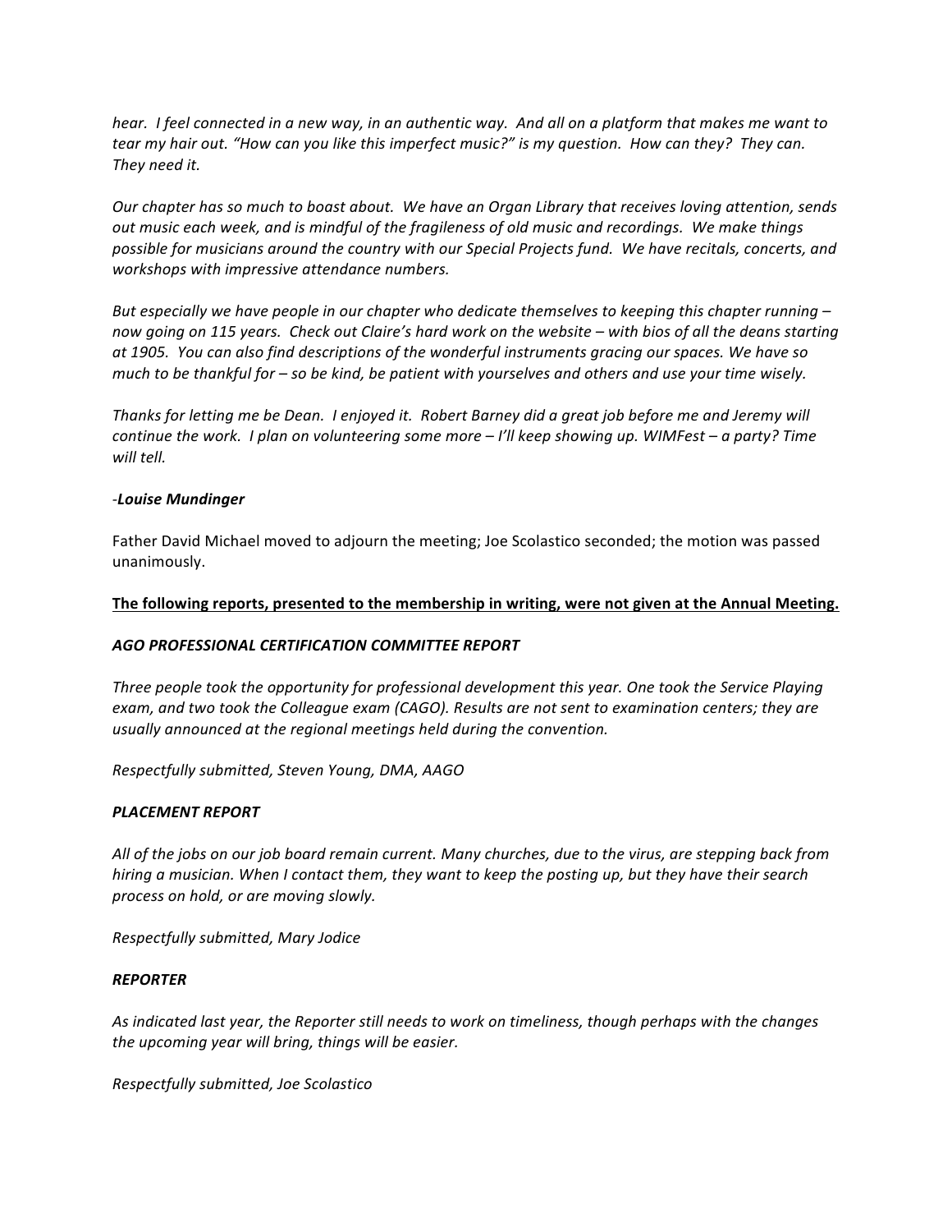*hear. I feel connected in a new way, in an authentic way. And all on a platform that makes me want to tear my hair out. "How can you like this imperfect music?" is my question. How can they? They can. They need it.*

*Our chapter has so much to boast about. We have an Organ Library that receives loving attention, sends out music each week, and is mindful of the fragileness of old music and recordings. We make things possible for musicians around the country with our Special Projects fund. We have recitals, concerts, and workshops with impressive attendance numbers.*

*But especially we have people in our chapter who dedicate themselves to keeping this chapter running – now going on 115 years. Check out Claire's hard work on the website – with bios of all the deans starting at 1905. You can also find descriptions of the wonderful instruments gracing our spaces. We have so much to be thankful for – so be kind, be patient with yourselves and others and use your time wisely.*

*Thanks for letting me be Dean. I enjoyed it. Robert Barney did a great job before me and Jeremy will continue the work. I plan on volunteering some more – I'll keep showing up. WIMFest – a party? Time will tell.*

-***Louise Mundinger***

Father David Michael moved to adjourn the meeting; Joe Scolastico seconded; the motion was passed unanimously.

**<u>The following reports, presented to the membership in writing, were not given at the Annual Meeting.</u>**

***AGO PROFESSIONAL CERTIFICATION COMMITTEE REPORT***

*Three people took the opportunity for professional development this year. One took the Service Playing exam, and two took the Colleague exam (CAGO). Results are not sent to examination centers; they are usually announced at the regional meetings held during the convention.*

*Respectfully submitted, Steven Young, DMA, AAGO*

***PLACEMENT REPORT***

*All of the jobs on our job board remain current. Many churches, due to the virus, are stepping back from hiring a musician. When I contact them, they want to keep the posting up, but they have their search process on hold, or are moving slowly.*

*Respectfully submitted, Mary Jodice*

***REPORTER***

*As indicated last year, the Reporter still needs to work on timeliness, though perhaps with the changes the upcoming year will bring, things will be easier.*

*Respectfully submitted, Joe Scolastico*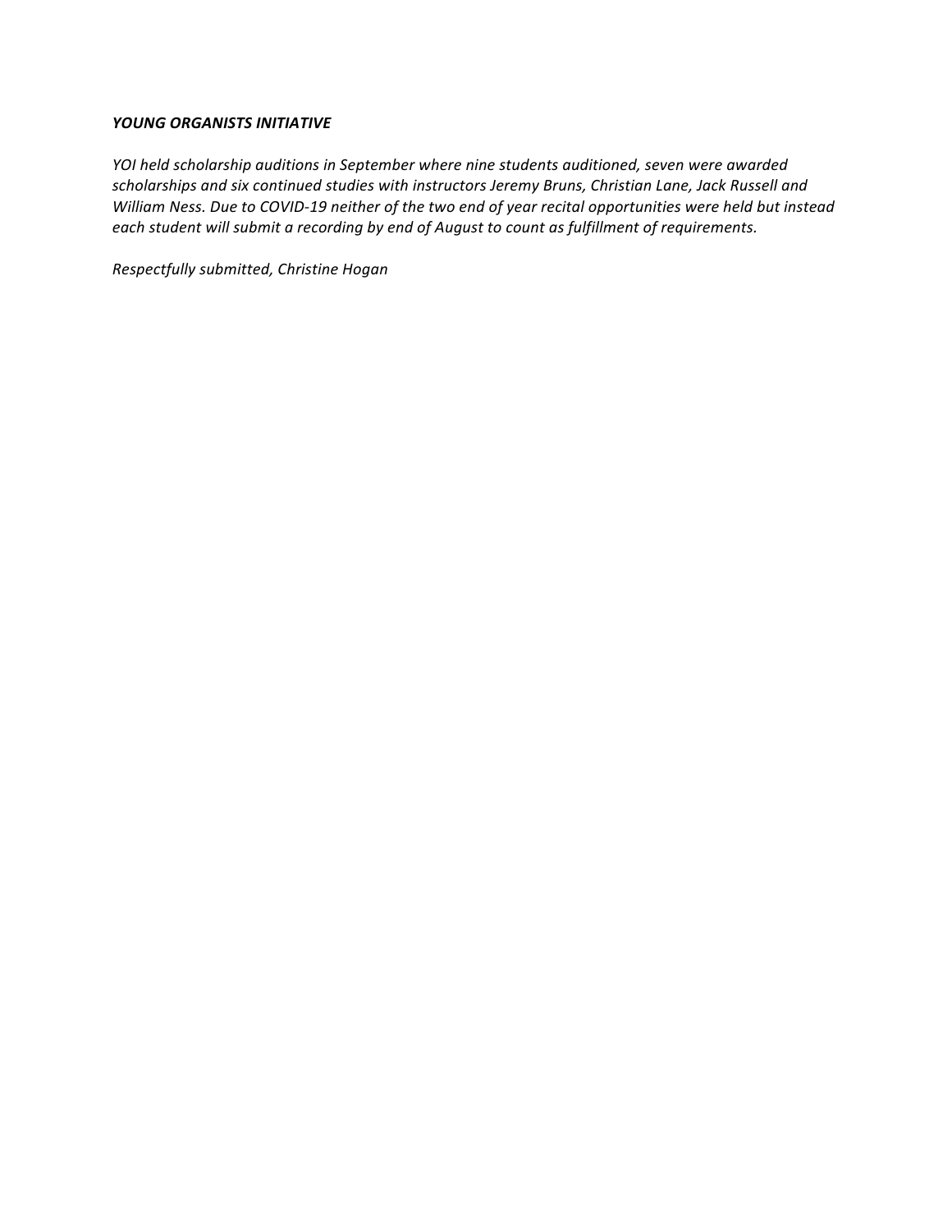***YOUNG ORGANISTS INITIATIVE***

*YOI held scholarship auditions in September where nine students auditioned, seven were awarded scholarships and six continued studies with instructors Jeremy Bruns, Christian Lane, Jack Russell and William Ness. Due to COVID-19 neither of the two end of year recital opportunities were held but instead each student will submit a recording by end of August to count as fulfillment of requirements.*

*Respectfully submitted, Christine Hogan*